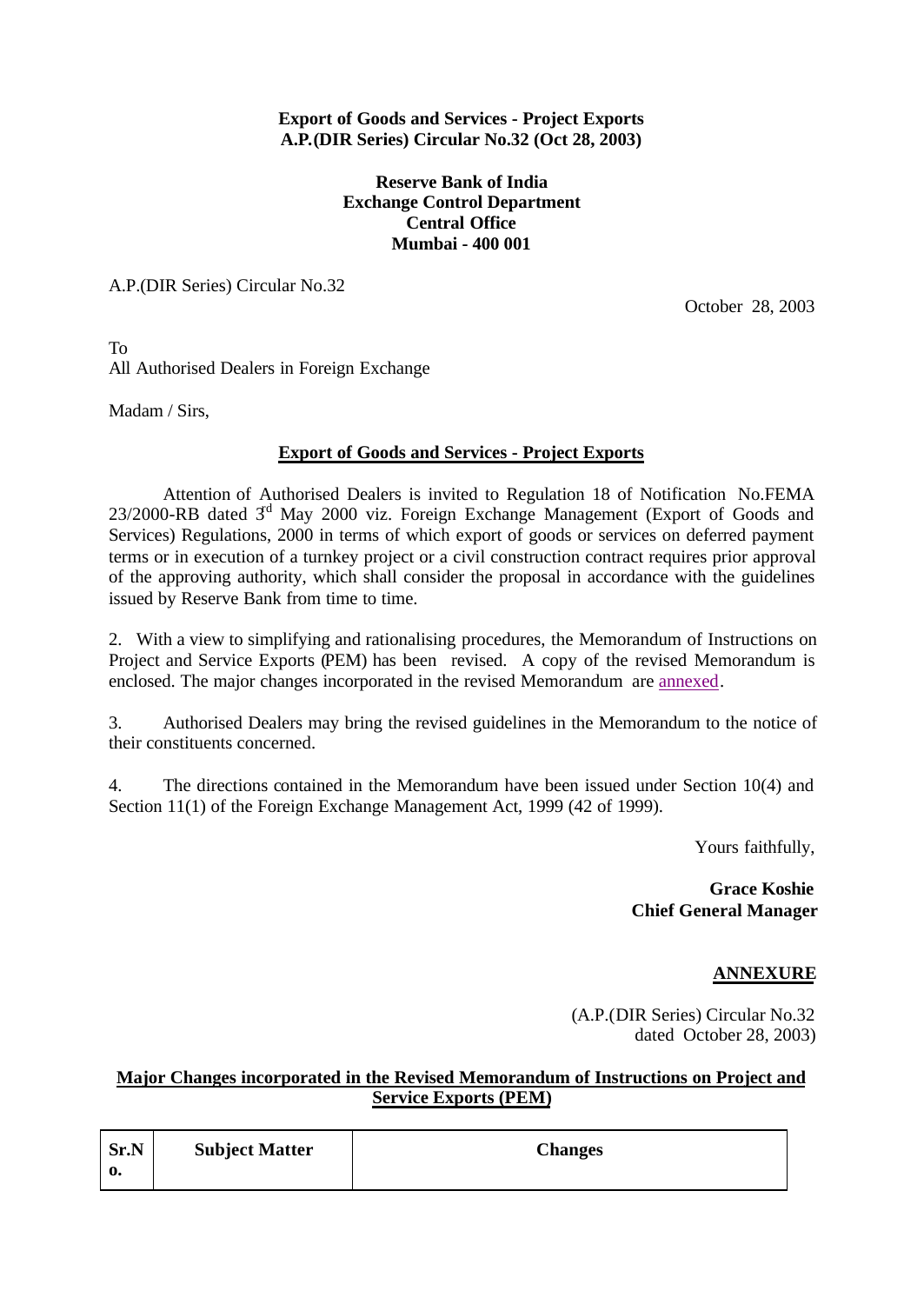**Export of Goods and Services - Project Exports**
**A.P.(DIR Series) Circular No.32 (Oct 28, 2003)**

**Reserve Bank of India**
**Exchange Control Department**
**Central Office**
**Mumbai - 400 001**

A.P.(DIR Series) Circular No.32

October 28, 2003

To
All Authorised Dealers in Foreign Exchange

Madam / Sirs,

**Export of Goods and Services - Project Exports**

Attention of Authorised Dealers is invited to Regulation 18 of Notification No.FEMA 23/2000-RB dated 3rd May 2000 viz. Foreign Exchange Management (Export of Goods and Services) Regulations, 2000 in terms of which export of goods or services on deferred payment terms or in execution of a turnkey project or a civil construction contract requires prior approval of the approving authority, which shall consider the proposal in accordance with the guidelines issued by Reserve Bank from time to time.

2. With a view to simplifying and rationalising procedures, the Memorandum of Instructions on Project and Service Exports (PEM) has been revised. A copy of the revised Memorandum is enclosed. The major changes incorporated in the revised Memorandum are annexed.

3. Authorised Dealers may bring the revised guidelines in the Memorandum to the notice of their constituents concerned.

4. The directions contained in the Memorandum have been issued under Section 10(4) and Section 11(1) of the Foreign Exchange Management Act, 1999 (42 of 1999).

Yours faithfully,

**Grace Koshie**
**Chief General Manager**

**ANNEXURE**

(A.P.(DIR Series) Circular No.32
dated October 28, 2003)

**Major Changes incorporated in the Revised Memorandum of Instructions on Project and Service Exports (PEM)**

| Sr.No. | Subject Matter | Changes |
|---|---|---|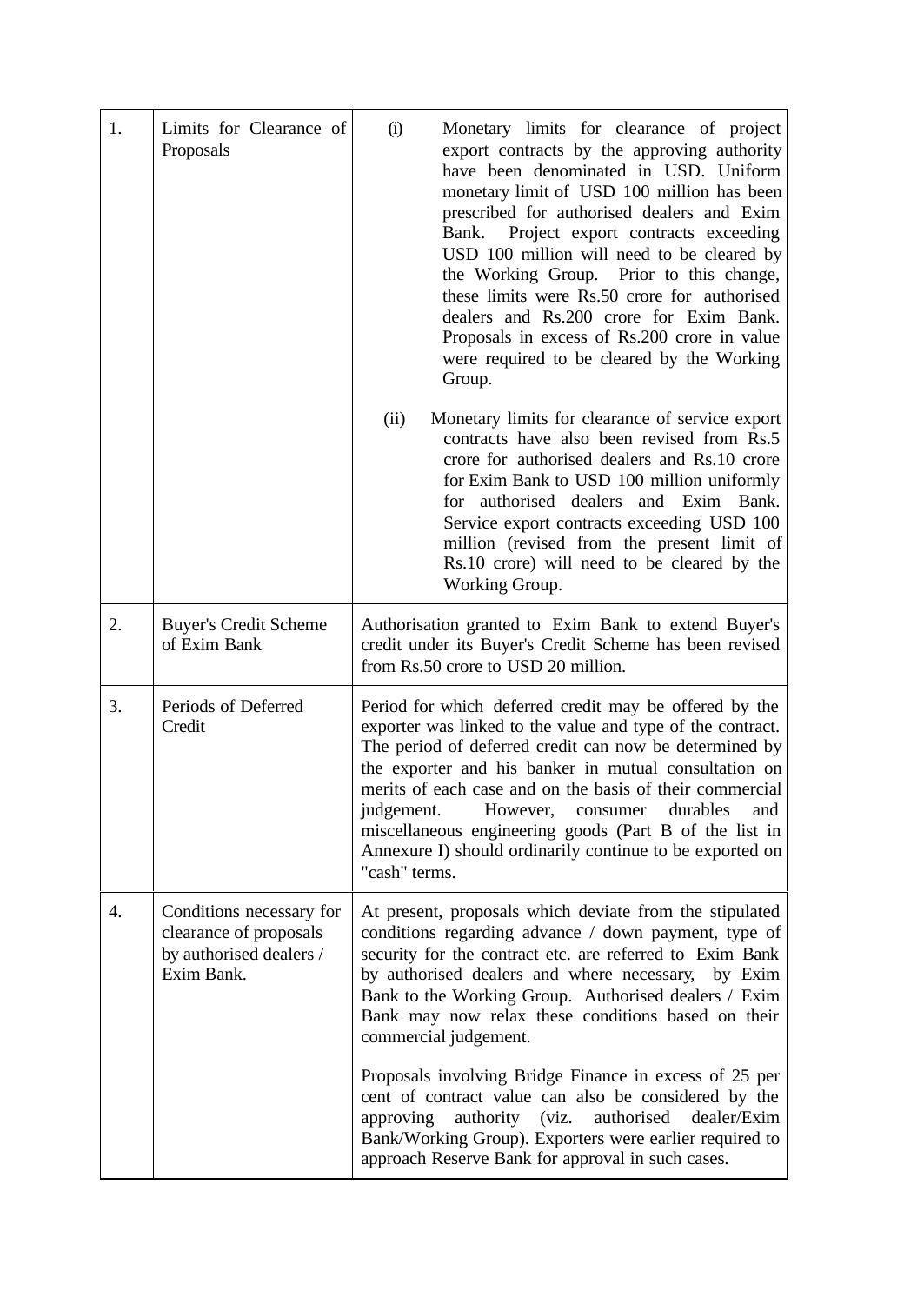| | | |
|---|---|---|
| 1. | Limits for Clearance of Proposals | (i) Monetary limits for clearance of project export contracts by the approving authority have been denominated in USD. Uniform monetary limit of USD 100 million has been prescribed for authorised dealers and Exim Bank. Project export contracts exceeding USD 100 million will need to be cleared by the Working Group. Prior to this change, these limits were Rs.50 crore for authorised dealers and Rs.200 crore for Exim Bank. Proposals in excess of Rs.200 crore in value were required to be cleared by the Working Group.<br><br>(ii) Monetary limits for clearance of service export contracts have also been revised from Rs.5 crore for authorised dealers and Rs.10 crore for Exim Bank to USD 100 million uniformly for authorised dealers and Exim Bank. Service export contracts exceeding USD 100 million (revised from the present limit of Rs.10 crore) will need to be cleared by the Working Group. |
| 2. | Buyer's Credit Scheme of Exim Bank | Authorisation granted to Exim Bank to extend Buyer's credit under its Buyer's Credit Scheme has been revised from Rs.50 crore to USD 20 million. |
| 3. | Periods of Deferred Credit | Period for which deferred credit may be offered by the exporter was linked to the value and type of the contract. The period of deferred credit can now be determined by the exporter and his banker in mutual consultation on merits of each case and on the basis of their commercial judgement. However, consumer durables and miscellaneous engineering goods (Part B of the list in Annexure I) should ordinarily continue to be exported on "cash" terms. |
| 4. | Conditions necessary for clearance of proposals by authorised dealers / Exim Bank. | At present, proposals which deviate from the stipulated conditions regarding advance / down payment, type of security for the contract etc. are referred to Exim Bank by authorised dealers and where necessary, by Exim Bank to the Working Group. Authorised dealers / Exim Bank may now relax these conditions based on their commercial judgement.<br><br>Proposals involving Bridge Finance in excess of 25 per cent of contract value can also be considered by the approving authority (viz. authorised dealer/Exim Bank/Working Group). Exporters were earlier required to approach Reserve Bank for approval in such cases. |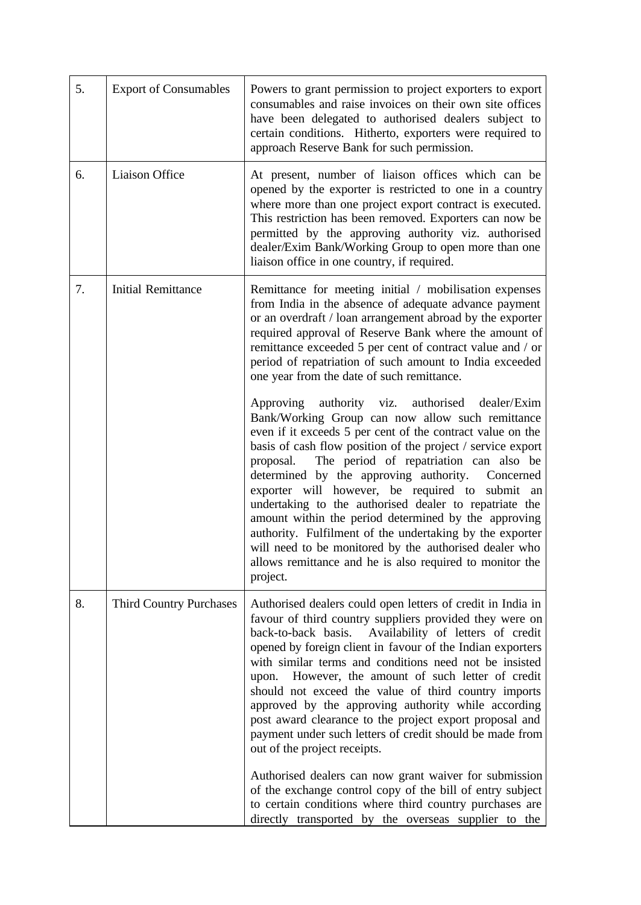| | | |
|---|---|---|
| 5. | Export of Consumables | Powers to grant permission to project exporters to export consumables and raise invoices on their own site offices have been delegated to authorised dealers subject to certain conditions. Hitherto, exporters were required to approach Reserve Bank for such permission. |
| 6. | Liaison Office | At present, number of liaison offices which can be opened by the exporter is restricted to one in a country where more than one project export contract is executed. This restriction has been removed. Exporters can now be permitted by the approving authority viz. authorised dealer/Exim Bank/Working Group to open more than one liaison office in one country, if required. |
| 7. | Initial Remittance | Remittance for meeting initial / mobilisation expenses from India in the absence of adequate advance payment or an overdraft / loan arrangement abroad by the exporter required approval of Reserve Bank where the amount of remittance exceeded 5 per cent of contract value and / or period of repatriation of such amount to India exceeded one year from the date of such remittance.<br><br>Approving authority viz. authorised dealer/Exim Bank/Working Group can now allow such remittance even if it exceeds 5 per cent of the contract value on the basis of cash flow position of the project / service export proposal. The period of repatriation can also be determined by the approving authority. Concerned exporter will however, be required to submit an undertaking to the authorised dealer to repatriate the amount within the period determined by the approving authority. Fulfilment of the undertaking by the exporter will need to be monitored by the authorised dealer who allows remittance and he is also required to monitor the project. |
| 8. | Third Country Purchases | Authorised dealers could open letters of credit in India in favour of third country suppliers provided they were on back-to-back basis. Availability of letters of credit opened by foreign client in favour of the Indian exporters with similar terms and conditions need not be insisted upon. However, the amount of such letter of credit should not exceed the value of third country imports approved by the approving authority while according post award clearance to the project export proposal and payment under such letters of credit should be made from out of the project receipts.<br><br>Authorised dealers can now grant waiver for submission of the exchange control copy of the bill of entry subject to certain conditions where third country purchases are directly transported by the overseas supplier to the |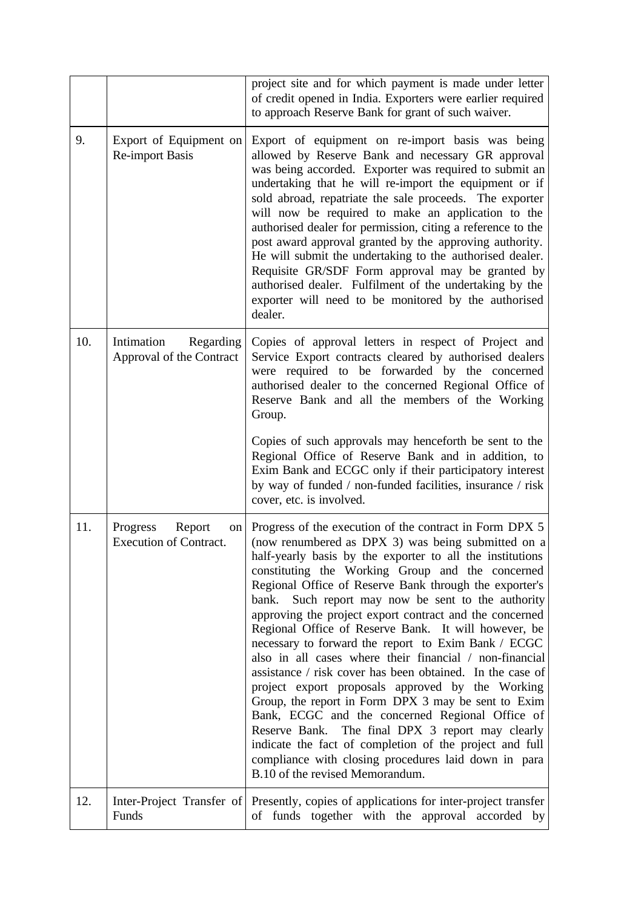| | | |
|---|---|---|
| | | project site and for which payment is made under letter of credit opened in India. Exporters were earlier required to approach Reserve Bank for grant of such waiver. |
| 9. | Export of Equipment on Re-import Basis | Export of equipment on re-import basis was being allowed by Reserve Bank and necessary GR approval was being accorded. Exporter was required to submit an undertaking that he will re-import the equipment or if sold abroad, repatriate the sale proceeds. The exporter will now be required to make an application to the authorised dealer for permission, citing a reference to the post award approval granted by the approving authority. He will submit the undertaking to the authorised dealer. Requisite GR/SDF Form approval may be granted by authorised dealer. Fulfilment of the undertaking by the exporter will need to be monitored by the authorised dealer. |
| 10. | Intimation Regarding Approval of the Contract | Copies of approval letters in respect of Project and Service Export contracts cleared by authorised dealers were required to be forwarded by the concerned authorised dealer to the concerned Regional Office of Reserve Bank and all the members of the Working Group.<br><br>Copies of such approvals may henceforth be sent to the Regional Office of Reserve Bank and in addition, to Exim Bank and ECGC only if their participatory interest by way of funded / non-funded facilities, insurance / risk cover, etc. is involved. |
| 11. | Progress Report on Execution of Contract. | Progress of the execution of the contract in Form DPX 5 (now renumbered as DPX 3) was being submitted on a half-yearly basis by the exporter to all the institutions constituting the Working Group and the concerned Regional Office of Reserve Bank through the exporter's bank. Such report may now be sent to the authority approving the project export contract and the concerned Regional Office of Reserve Bank. It will however, be necessary to forward the report to Exim Bank / ECGC also in all cases where their financial / non-financial assistance / risk cover has been obtained. In the case of project export proposals approved by the Working Group, the report in Form DPX 3 may be sent to Exim Bank, ECGC and the concerned Regional Office of Reserve Bank. The final DPX 3 report may clearly indicate the fact of completion of the project and full compliance with closing procedures laid down in para B.10 of the revised Memorandum. |
| 12. | Inter-Project Transfer of Funds | Presently, copies of applications for inter-project transfer of funds together with the approval accorded by |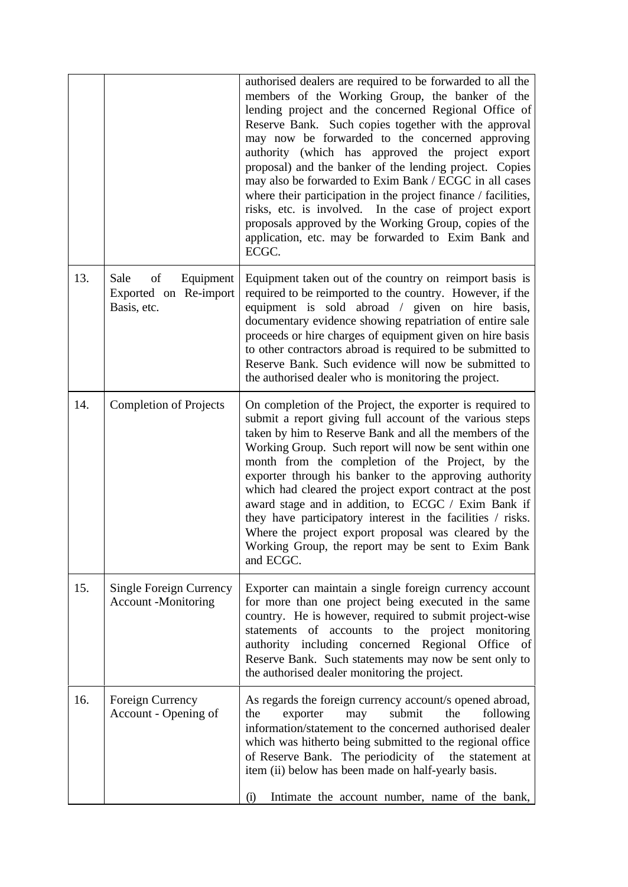| | | |
|---|---|---|
| | | authorised dealers are required to be forwarded to all the members of the Working Group, the banker of the lending project and the concerned Regional Office of Reserve Bank. Such copies together with the approval may now be forwarded to the concerned approving authority (which has approved the project export proposal) and the banker of the lending project. Copies may also be forwarded to Exim Bank / ECGC in all cases where their participation in the project finance / facilities, risks, etc. is involved. In the case of project export proposals approved by the Working Group, copies of the application, etc. may be forwarded to Exim Bank and ECGC. |
| 13. | Sale of Equipment Exported on Re-import Basis, etc. | Equipment taken out of the country on reimport basis is required to be reimported to the country. However, if the equipment is sold abroad / given on hire basis, documentary evidence showing repatriation of entire sale proceeds or hire charges of equipment given on hire basis to other contractors abroad is required to be submitted to Reserve Bank. Such evidence will now be submitted to the authorised dealer who is monitoring the project. |
| 14. | Completion of Projects | On completion of the Project, the exporter is required to submit a report giving full account of the various steps taken by him to Reserve Bank and all the members of the Working Group. Such report will now be sent within one month from the completion of the Project, by the exporter through his banker to the approving authority which had cleared the project export contract at the post award stage and in addition, to ECGC / Exim Bank if they have participatory interest in the facilities / risks. Where the project export proposal was cleared by the Working Group, the report may be sent to Exim Bank and ECGC. |
| 15. | Single Foreign Currency Account -Monitoring | Exporter can maintain a single foreign currency account for more than one project being executed in the same country. He is however, required to submit project-wise statements of accounts to the project monitoring authority including concerned Regional Office of Reserve Bank. Such statements may now be sent only to the authorised dealer monitoring the project. |
| 16. | Foreign Currency Account - Opening of | As regards the foreign currency account/s opened abroad, the exporter may submit the following information/statement to the concerned authorised dealer which was hitherto being submitted to the regional office of Reserve Bank. The periodicity of the statement at item (ii) below has been made on half-yearly basis.<br><br>(i) Intimate the account number, name of the bank, |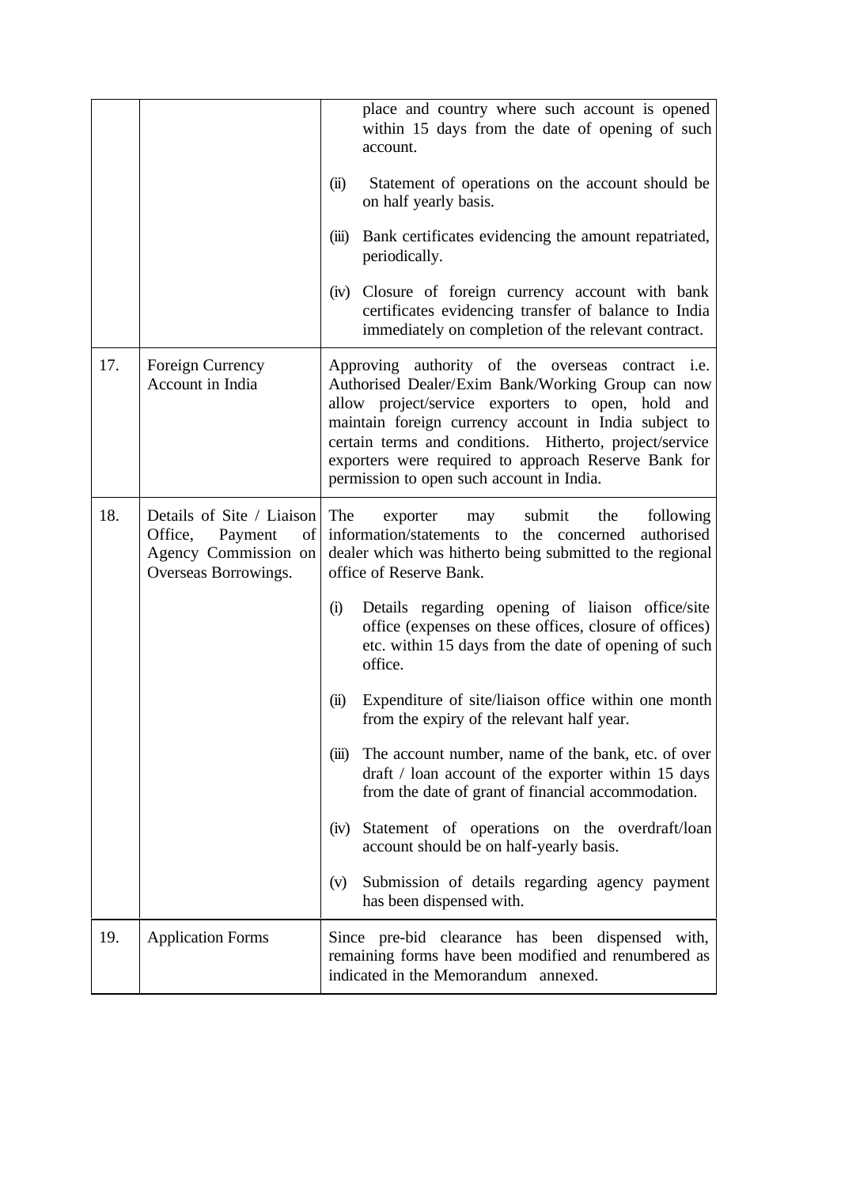| | | |
|---|---|---|
| | | place and country where such account is opened within 15 days from the date of opening of such account.<br><br>(ii) Statement of operations on the account should be on half yearly basis.<br><br>(iii) Bank certificates evidencing the amount repatriated, periodically.<br><br>(iv) Closure of foreign currency account with bank certificates evidencing transfer of balance to India immediately on completion of the relevant contract. |
| 17. | Foreign Currency Account in India | Approving authority of the overseas contract i.e. Authorised Dealer/Exim Bank/Working Group can now allow project/service exporters to open, hold and maintain foreign currency account in India subject to certain terms and conditions. Hitherto, project/service exporters were required to approach Reserve Bank for permission to open such account in India. |
| 18. | Details of Site / Liaison Office, Payment of Agency Commission on Overseas Borrowings. | The exporter may submit the following information/statements to the concerned authorised dealer which was hitherto being submitted to the regional office of Reserve Bank.<br><br>(i) Details regarding opening of liaison office/site office (expenses on these offices, closure of offices) etc. within 15 days from the date of opening of such office.<br><br>(ii) Expenditure of site/liaison office within one month from the expiry of the relevant half year.<br><br>(iii) The account number, name of the bank, etc. of over draft / loan account of the exporter within 15 days from the date of grant of financial accommodation.<br><br>(iv) Statement of operations on the overdraft/loan account should be on half-yearly basis.<br><br>(v) Submission of details regarding agency payment has been dispensed with. |
| 19. | Application Forms | Since pre-bid clearance has been dispensed with, remaining forms have been modified and renumbered as indicated in the Memorandum annexed. |